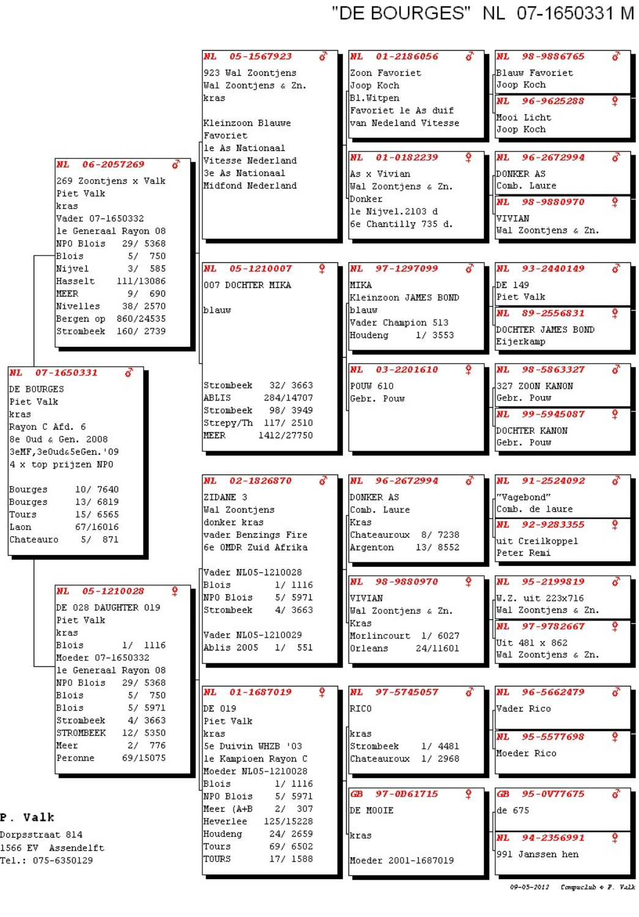# "DE BOURGES" NL 07-1650331 M

## NL 07-1650331 ♂

DE BOURGES
Piet Valk
kras
Rayon C Afd. 6
8e Oud & Gen. 2008
3eMF,3eOud&5eGen.'09
4 x top prijzen NPO

| | |
|---|---|
| Bourges | 10/ 7640 |
| Bourges | 13/ 6819 |
| Tours | 15/ 6565 |
| Laon | 67/16016 |
| Chateauro | 5/ 871 |

---

## NL 06-2057269 ♂

269 Zoontjens x Valk
Piet Valk
kras
Vader 07-1650332
1e Generaal Rayon 08

| | |
|---|---|
| NPO Blois | 29/ 5368 |
| Blois | 5/ 750 |
| Nijvel | 3/ 585 |
| Hasselt | 111/13086 |
| MEER | 9/ 690 |
| Nivelles | 38/ 2570 |
| Bergen op | 860/24535 |
| Strombeek | 160/ 2739 |

### NL 05-1567923 ♂

923 Wal Zoontjens
Wal Zoontjens & Zn.
kras

Kleinzoon Blauwe Favoriet
1e As Nationaal Vitesse Nederland
3e As Nationaal Midfond Nederland

#### NL 01-2186056 ♂

Zoon Favoriet
Joop Koch
Bl.Witpen
Favoriet 1e As duif van Nedeland Vitesse

- NL 98-9886765 ♂ — Blauw Favoriet, Joop Koch
- NL 96-9625288 ♀ — Mooi Licht, Joop Koch

#### NL 01-0182239 ♀

As x Vivian
Wal Zoontjens & Zn.
Donker
1e Nijvel.2103 d
6e Chantilly 735 d.

- NL 96-2672994 ♂ — DONKER AS, Comb. Laure
- NL 98-9880970 ♀ — VIVIAN, Wal Zoontjens & Zn.

### NL 05-1210007 ♀

007 DOCHTER MIKA

blauw

| | |
|---|---|
| Strombeek | 32/ 3663 |
| ABLIS | 284/14707 |
| Strombeek | 98/ 3949 |
| Strepy/Th | 117/ 2510 |
| MEER | 1412/27750 |

#### NL 97-1297099 ♂

MIKA
Kleinzoon JAMES BOND
blauw
Vader Champion 513
Houdeng 1/ 3553

- NL 93-2440149 ♂ — DE 149, Piet Valk
- NL 89-2556831 ♀ — DOCHTER JAMES BOND, Eijerkamp

#### NL 03-2201610 ♀

POUW 610
Gebr. Pouw

- NL 98-5863327 ♂ — 327 ZOON KANON, Gebr. Pouw
- NL 99-5945087 ♀ — DOCHTER KANON, Gebr. Pouw

---

## NL 05-1210028 ♀

DE 028 DAUGHTER 019
Piet Valk
kras
Blois 1/ 1116
Moeder 07-1650332
1e Generaal Rayon 08

| | |
|---|---|
| NPO Blois | 29/ 5368 |
| Blois | 5/ 750 |
| Blois | 5/ 5971 |
| Strombeek | 4/ 3663 |
| STROMBEEK | 12/ 5350 |
| Meer | 2/ 776 |
| Peronne | 69/15075 |

### NL 02-1826870 ♂

ZIDANE 3
Wal Zoontjens
donker kras
vader Benzings Fire
6e OMDR Zuid Afrika

Vader NL05-1210028

| | |
|---|---|
| Blois | 1/ 1116 |
| NPO Blois | 5/ 5971 |
| Strombeek | 4/ 3663 |

Vader NL05-1210029
Ablis 2005 1/ 551

#### NL 96-2672994 ♂

DONKER AS
Comb. Laure
Kras
Chateauroux 8/ 7238
Argenton 13/ 8552

- NL 91-2524092 ♂ — "Vagebond", Comb. de laure
- NL 92-9283355 ♀ — uit Creilkoppel, Peter Remi

#### NL 98-9880970 ♀

VIVIAN
Wal Zoontjens & Zn.
Kras
Morlincourt 1/ 6027
Orleans 24/11601

- NL 95-2199819 ♂ — W.Z. uit 223x716, Wal Zoontjens & Zn.
- NL 97-9782667 ♀ — Uit 481 x 862, Wal Zoontjens & Zn.

### NL 01-1687019 ♀

DE 019
Piet Valk
kras
5e Duivin WHZB '03
1e Kampioen Rayon C
Moeder NL05-1210028

| | |
|---|---|
| Blois | 1/ 1116 |
| NPO Blois | 5/ 5971 |
| Meer (A+B | 2/ 307 |
| Heverlee | 125/15228 |
| Houdeng | 24/ 2659 |
| Tours | 69/ 6502 |
| TOURS | 17/ 1588 |

#### NL 97-5745057 ♂

RICO

kras
Strombeek 1/ 4481
Chateauroux 1/ 2968

- NL 96-5662479 ♂ — Vader Rico
- NL 95-5577698 ♀ — Moeder Rico

#### GB 97-0D61715 ♀

DE MOOIE

kras

Moeder 2001-1687019

- GB 95-0V77675 ♂ — de 675
- NL 94-2356991 ♀ — 991 Janssen hen

---

**P. Valk**
Dorpsstraat 814
1566 EV Assendelft
Tel.: 075-6350129

09-05-2012 Compuclub © P. Valk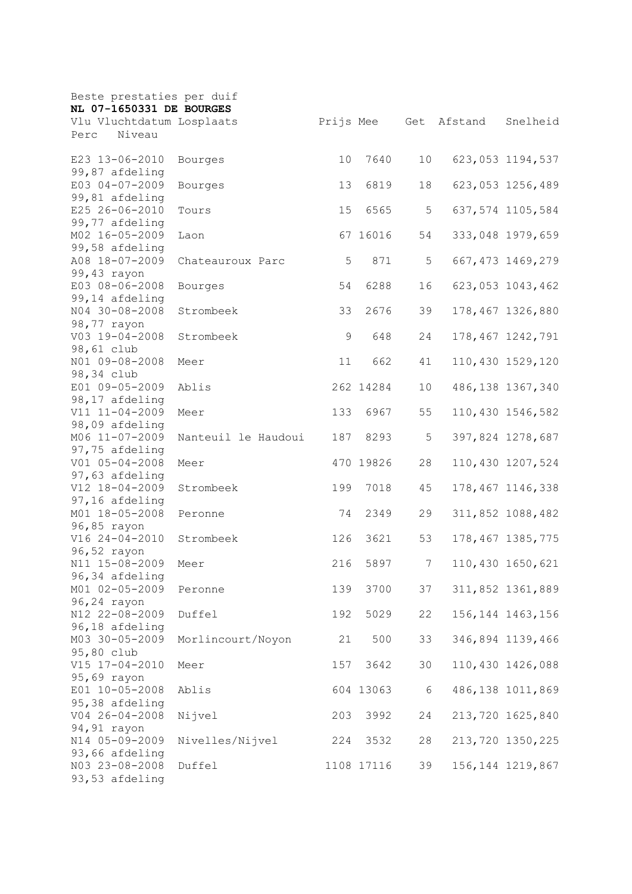Beste prestaties per duif

**NL 07-1650331 DE BOURGES**

| Vlu | Vluchtdatum | Losplaats | Prijs | Mee | Get | Afstand | Snelheid | Perc | Niveau |
|---|---|---|---|---|---|---|---|---|---|
| E23 | 13-06-2010 | Bourges | 10 | 7640 | 10 | 623,053 | 1194,537 | 99,87 | afdeling |
| E03 | 04-07-2009 | Bourges | 13 | 6819 | 18 | 623,053 | 1256,489 | 99,81 | afdeling |
| E25 | 26-06-2010 | Tours | 15 | 6565 | 5 | 637,574 | 1105,584 | 99,77 | afdeling |
| M02 | 16-05-2009 | Laon | 67 | 16016 | 54 | 333,048 | 1979,659 | 99,58 | afdeling |
| A08 | 18-07-2009 | Chateauroux Parc | 5 | 871 | 5 | 667,473 | 1469,279 | 99,43 | rayon |
| E03 | 08-06-2008 | Bourges | 54 | 6288 | 16 | 623,053 | 1043,462 | 99,14 | afdeling |
| N04 | 30-08-2008 | Strombeek | 33 | 2676 | 39 | 178,467 | 1326,880 | 98,77 | rayon |
| V03 | 19-04-2008 | Strombeek | 9 | 648 | 24 | 178,467 | 1242,791 | 98,61 | club |
| N01 | 09-08-2008 | Meer | 11 | 662 | 41 | 110,430 | 1529,120 | 98,34 | club |
| E01 | 09-05-2009 | Ablis | 262 | 14284 | 10 | 486,138 | 1367,340 | 98,17 | afdeling |
| V11 | 11-04-2009 | Meer | 133 | 6967 | 55 | 110,430 | 1546,582 | 98,09 | afdeling |
| M06 | 11-07-2009 | Nanteuil le Haudoui | 187 | 8293 | 5 | 397,824 | 1278,687 | 97,75 | afdeling |
| V01 | 05-04-2008 | Meer | 470 | 19826 | 28 | 110,430 | 1207,524 | 97,63 | afdeling |
| V12 | 18-04-2009 | Strombeek | 199 | 7018 | 45 | 178,467 | 1146,338 | 97,16 | afdeling |
| M01 | 18-05-2008 | Peronne | 74 | 2349 | 29 | 311,852 | 1088,482 | 96,85 | rayon |
| V16 | 24-04-2010 | Strombeek | 126 | 3621 | 53 | 178,467 | 1385,775 | 96,52 | rayon |
| N11 | 15-08-2009 | Meer | 216 | 5897 | 7 | 110,430 | 1650,621 | 96,34 | afdeling |
| M01 | 02-05-2009 | Peronne | 139 | 3700 | 37 | 311,852 | 1361,889 | 96,24 | rayon |
| N12 | 22-08-2009 | Duffel | 192 | 5029 | 22 | 156,144 | 1463,156 | 96,18 | afdeling |
| M03 | 30-05-2009 | Morlincourt/Noyon | 21 | 500 | 33 | 346,894 | 1139,466 | 95,80 | club |
| V15 | 17-04-2010 | Meer | 157 | 3642 | 30 | 110,430 | 1426,088 | 95,69 | rayon |
| E01 | 10-05-2008 | Ablis | 604 | 13063 | 6 | 486,138 | 1011,869 | 95,38 | afdeling |
| V04 | 26-04-2008 | Nijvel | 203 | 3992 | 24 | 213,720 | 1625,840 | 94,91 | rayon |
| N14 | 05-09-2009 | Nivelles/Nijvel | 224 | 3532 | 28 | 213,720 | 1350,225 | 93,66 | afdeling |
| N03 | 23-08-2008 | Duffel | 1108 | 17116 | 39 | 156,144 | 1219,867 | 93,53 | afdeling |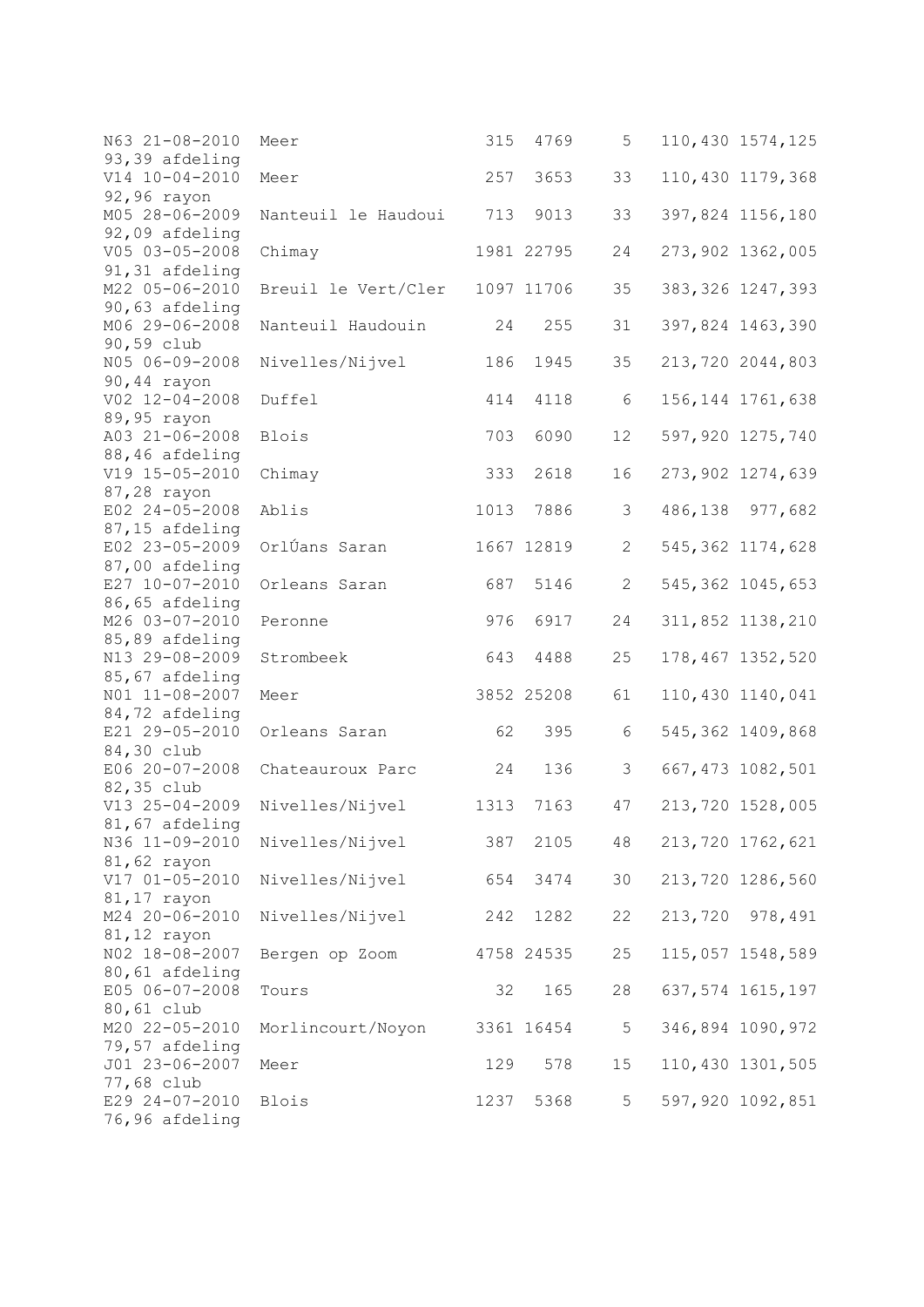| | | | | | | |
|---|---|---|---|---|---|---|
| N63 21-08-2010 | Meer | 315 | 4769 | 5 | 110,430 | 1574,125 |
| 93,39 afdeling | | | | | | |
| V14 10-04-2010 | Meer | 257 | 3653 | 33 | 110,430 | 1179,368 |
| 92,96 rayon | | | | | | |
| M05 28-06-2009 | Nanteuil le Haudoui | 713 | 9013 | 33 | 397,824 | 1156,180 |
| 92,09 afdeling | | | | | | |
| V05 03-05-2008 | Chimay | 1981 | 22795 | 24 | 273,902 | 1362,005 |
| 91,31 afdeling | | | | | | |
| M22 05-06-2010 | Breuil le Vert/Cler | 1097 | 11706 | 35 | 383,326 | 1247,393 |
| 90,63 afdeling | | | | | | |
| M06 29-06-2008 | Nanteuil Haudouin | 24 | 255 | 31 | 397,824 | 1463,390 |
| 90,59 club | | | | | | |
| N05 06-09-2008 | Nivelles/Nijvel | 186 | 1945 | 35 | 213,720 | 2044,803 |
| 90,44 rayon | | | | | | |
| V02 12-04-2008 | Duffel | 414 | 4118 | 6 | 156,144 | 1761,638 |
| 89,95 rayon | | | | | | |
| A03 21-06-2008 | Blois | 703 | 6090 | 12 | 597,920 | 1275,740 |
| 88,46 afdeling | | | | | | |
| V19 15-05-2010 | Chimay | 333 | 2618 | 16 | 273,902 | 1274,639 |
| 87,28 rayon | | | | | | |
| E02 24-05-2008 | Ablis | 1013 | 7886 | 3 | 486,138 | 977,682 |
| 87,15 afdeling | | | | | | |
| E02 23-05-2009 | OrlÚans Saran | 1667 | 12819 | 2 | 545,362 | 1174,628 |
| 87,00 afdeling | | | | | | |
| E27 10-07-2010 | Orleans Saran | 687 | 5146 | 2 | 545,362 | 1045,653 |
| 86,65 afdeling | | | | | | |
| M26 03-07-2010 | Peronne | 976 | 6917 | 24 | 311,852 | 1138,210 |
| 85,89 afdeling | | | | | | |
| N13 29-08-2009 | Strombeek | 643 | 4488 | 25 | 178,467 | 1352,520 |
| 85,67 afdeling | | | | | | |
| N01 11-08-2007 | Meer | 3852 | 25208 | 61 | 110,430 | 1140,041 |
| 84,72 afdeling | | | | | | |
| E21 29-05-2010 | Orleans Saran | 62 | 395 | 6 | 545,362 | 1409,868 |
| 84,30 club | | | | | | |
| E06 20-07-2008 | Chateauroux Parc | 24 | 136 | 3 | 667,473 | 1082,501 |
| 82,35 club | | | | | | |
| V13 25-04-2009 | Nivelles/Nijvel | 1313 | 7163 | 47 | 213,720 | 1528,005 |
| 81,67 afdeling | | | | | | |
| N36 11-09-2010 | Nivelles/Nijvel | 387 | 2105 | 48 | 213,720 | 1762,621 |
| 81,62 rayon | | | | | | |
| V17 01-05-2010 | Nivelles/Nijvel | 654 | 3474 | 30 | 213,720 | 1286,560 |
| 81,17 rayon | | | | | | |
| M24 20-06-2010 | Nivelles/Nijvel | 242 | 1282 | 22 | 213,720 | 978,491 |
| 81,12 rayon | | | | | | |
| N02 18-08-2007 | Bergen op Zoom | 4758 | 24535 | 25 | 115,057 | 1548,589 |
| 80,61 afdeling | | | | | | |
| E05 06-07-2008 | Tours | 32 | 165 | 28 | 637,574 | 1615,197 |
| 80,61 club | | | | | | |
| M20 22-05-2010 | Morlincourt/Noyon | 3361 | 16454 | 5 | 346,894 | 1090,972 |
| 79,57 afdeling | | | | | | |
| J01 23-06-2007 | Meer | 129 | 578 | 15 | 110,430 | 1301,505 |
| 77,68 club | | | | | | |
| E29 24-07-2010 | Blois | 1237 | 5368 | 5 | 597,920 | 1092,851 |
| 76,96 afdeling | | | | | | |